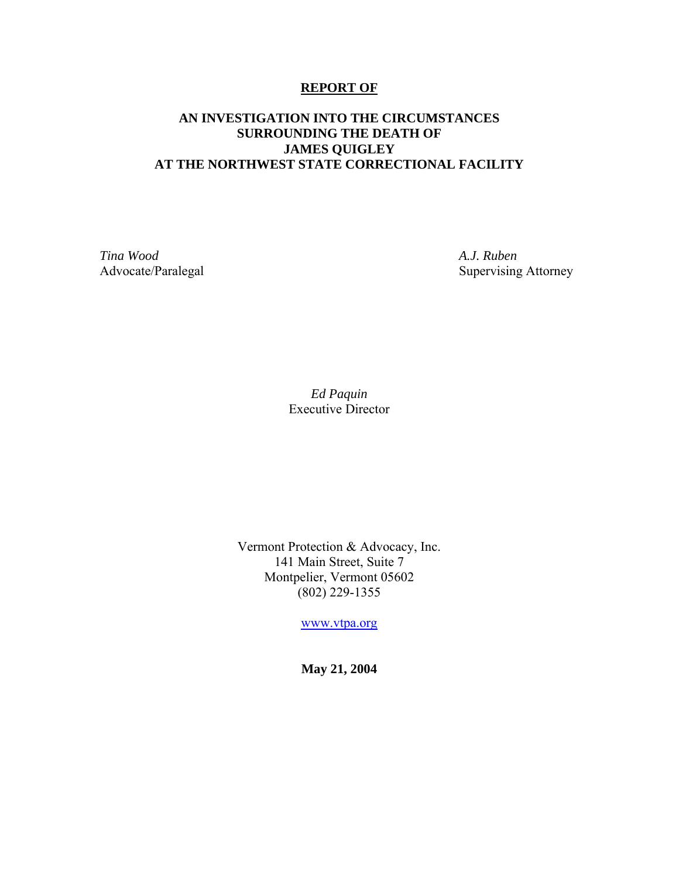**REPORT OF**

# AN INVESTIGATION INTO THE CIRCUMSTANCES SURROUNDING THE DEATH OF JAMES QUIGLEY AT THE NORTHWEST STATE CORRECTIONAL FACILITY

*Tina Wood*
Advocate/Paralegal

*A.J. Ruben*
Supervising Attorney

*Ed Paquin*
Executive Director

Vermont Protection & Advocacy, Inc.
141 Main Street, Suite 7
Montpelier, Vermont 05602
(802) 229-1355

www.vtpa.org

**May 21, 2004**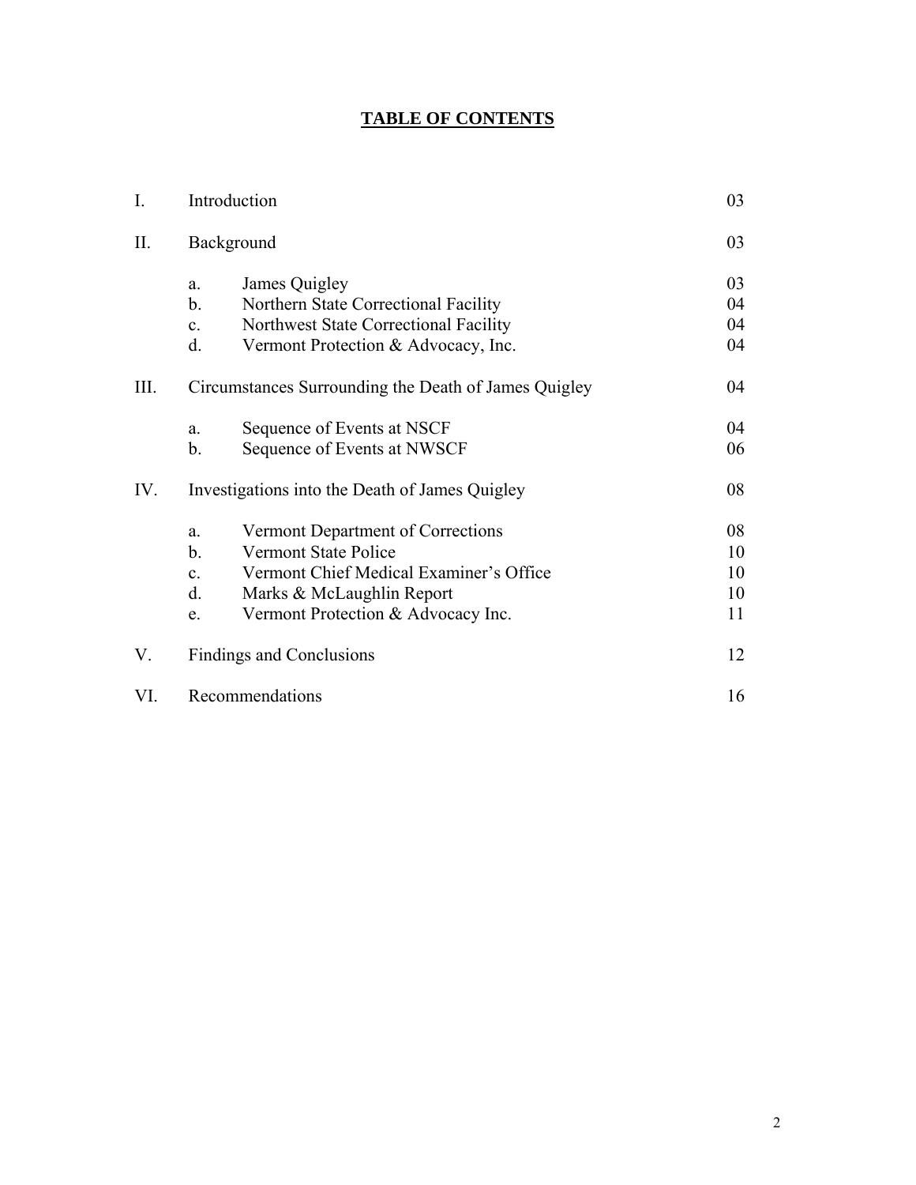# TABLE OF CONTENTS

| | | | |
|---|---|---|---|
| I. | Introduction | | 03 |
| II. | Background | | 03 |
| | a. | James Quigley | 03 |
| | b. | Northern State Correctional Facility | 04 |
| | c. | Northwest State Correctional Facility | 04 |
| | d. | Vermont Protection & Advocacy, Inc. | 04 |
| III. | Circumstances Surrounding the Death of James Quigley | | 04 |
| | a. | Sequence of Events at NSCF | 04 |
| | b. | Sequence of Events at NWSCF | 06 |
| IV. | Investigations into the Death of James Quigley | | 08 |
| | a. | Vermont Department of Corrections | 08 |
| | b. | Vermont State Police | 10 |
| | c. | Vermont Chief Medical Examiner's Office | 10 |
| | d. | Marks & McLaughlin Report | 10 |
| | e. | Vermont Protection & Advocacy Inc. | 11 |
| V. | Findings and Conclusions | | 12 |
| VI. | Recommendations | | 16 |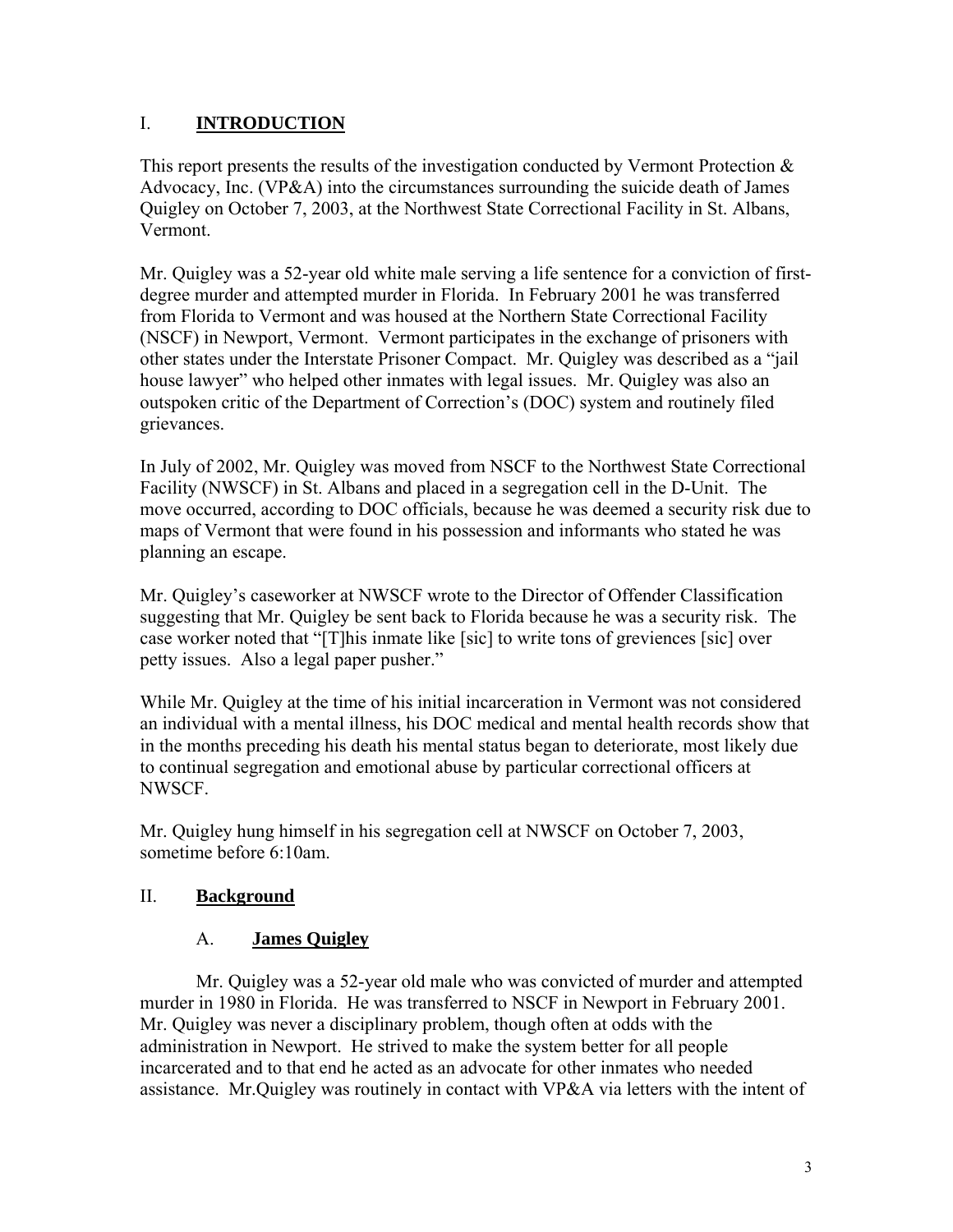## I. **INTRODUCTION**

This report presents the results of the investigation conducted by Vermont Protection & Advocacy, Inc. (VP&A) into the circumstances surrounding the suicide death of James Quigley on October 7, 2003, at the Northwest State Correctional Facility in St. Albans, Vermont.

Mr. Quigley was a 52-year old white male serving a life sentence for a conviction of first-degree murder and attempted murder in Florida. In February 2001 he was transferred from Florida to Vermont and was housed at the Northern State Correctional Facility (NSCF) in Newport, Vermont. Vermont participates in the exchange of prisoners with other states under the Interstate Prisoner Compact. Mr. Quigley was described as a "jail house lawyer" who helped other inmates with legal issues. Mr. Quigley was also an outspoken critic of the Department of Correction's (DOC) system and routinely filed grievances.

In July of 2002, Mr. Quigley was moved from NSCF to the Northwest State Correctional Facility (NWSCF) in St. Albans and placed in a segregation cell in the D-Unit. The move occurred, according to DOC officials, because he was deemed a security risk due to maps of Vermont that were found in his possession and informants who stated he was planning an escape.

Mr. Quigley's caseworker at NWSCF wrote to the Director of Offender Classification suggesting that Mr. Quigley be sent back to Florida because he was a security risk. The case worker noted that "[T]his inmate like [sic] to write tons of greviences [sic] over petty issues. Also a legal paper pusher."

While Mr. Quigley at the time of his initial incarceration in Vermont was not considered an individual with a mental illness, his DOC medical and mental health records show that in the months preceding his death his mental status began to deteriorate, most likely due to continual segregation and emotional abuse by particular correctional officers at NWSCF.

Mr. Quigley hung himself in his segregation cell at NWSCF on October 7, 2003, sometime before 6:10am.

## II. **Background**

### A. **James Quigley**

Mr. Quigley was a 52-year old male who was convicted of murder and attempted murder in 1980 in Florida. He was transferred to NSCF in Newport in February 2001. Mr. Quigley was never a disciplinary problem, though often at odds with the administration in Newport. He strived to make the system better for all people incarcerated and to that end he acted as an advocate for other inmates who needed assistance. Mr.Quigley was routinely in contact with VP&A via letters with the intent of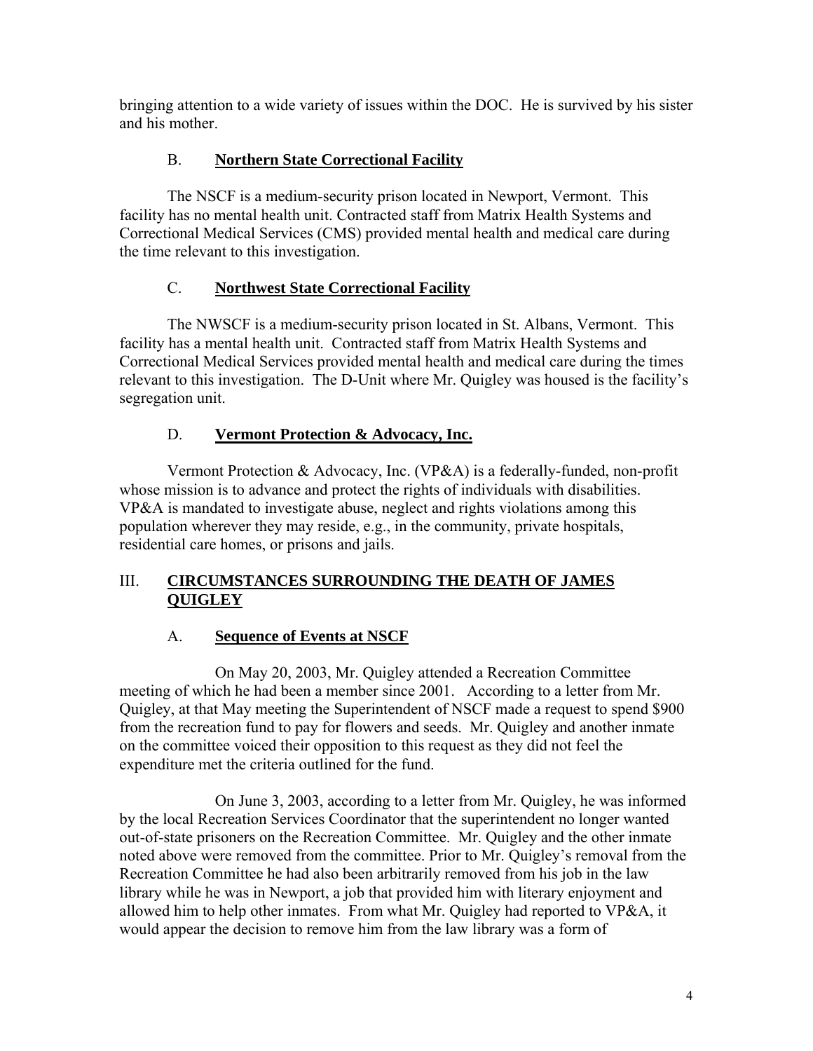bringing attention to a wide variety of issues within the DOC. He is survived by his sister and his mother.

### B. **Northern State Correctional Facility**

The NSCF is a medium-security prison located in Newport, Vermont. This facility has no mental health unit. Contracted staff from Matrix Health Systems and Correctional Medical Services (CMS) provided mental health and medical care during the time relevant to this investigation.

### C. **Northwest State Correctional Facility**

The NWSCF is a medium-security prison located in St. Albans, Vermont. This facility has a mental health unit. Contracted staff from Matrix Health Systems and Correctional Medical Services provided mental health and medical care during the times relevant to this investigation. The D-Unit where Mr. Quigley was housed is the facility's segregation unit.

### D. **Vermont Protection & Advocacy, Inc.**

Vermont Protection & Advocacy, Inc. (VP&A) is a federally-funded, non-profit whose mission is to advance and protect the rights of individuals with disabilities. VP&A is mandated to investigate abuse, neglect and rights violations among this population wherever they may reside, e.g., in the community, private hospitals, residential care homes, or prisons and jails.

## III. **CIRCUMSTANCES SURROUNDING THE DEATH OF JAMES QUIGLEY**

### A. **Sequence of Events at NSCF**

On May 20, 2003, Mr. Quigley attended a Recreation Committee meeting of which he had been a member since 2001. According to a letter from Mr. Quigley, at that May meeting the Superintendent of NSCF made a request to spend $900 from the recreation fund to pay for flowers and seeds. Mr. Quigley and another inmate on the committee voiced their opposition to this request as they did not feel the expenditure met the criteria outlined for the fund.

On June 3, 2003, according to a letter from Mr. Quigley, he was informed by the local Recreation Services Coordinator that the superintendent no longer wanted out-of-state prisoners on the Recreation Committee. Mr. Quigley and the other inmate noted above were removed from the committee. Prior to Mr. Quigley's removal from the Recreation Committee he had also been arbitrarily removed from his job in the law library while he was in Newport, a job that provided him with literary enjoyment and allowed him to help other inmates. From what Mr. Quigley had reported to VP&A, it would appear the decision to remove him from the law library was a form of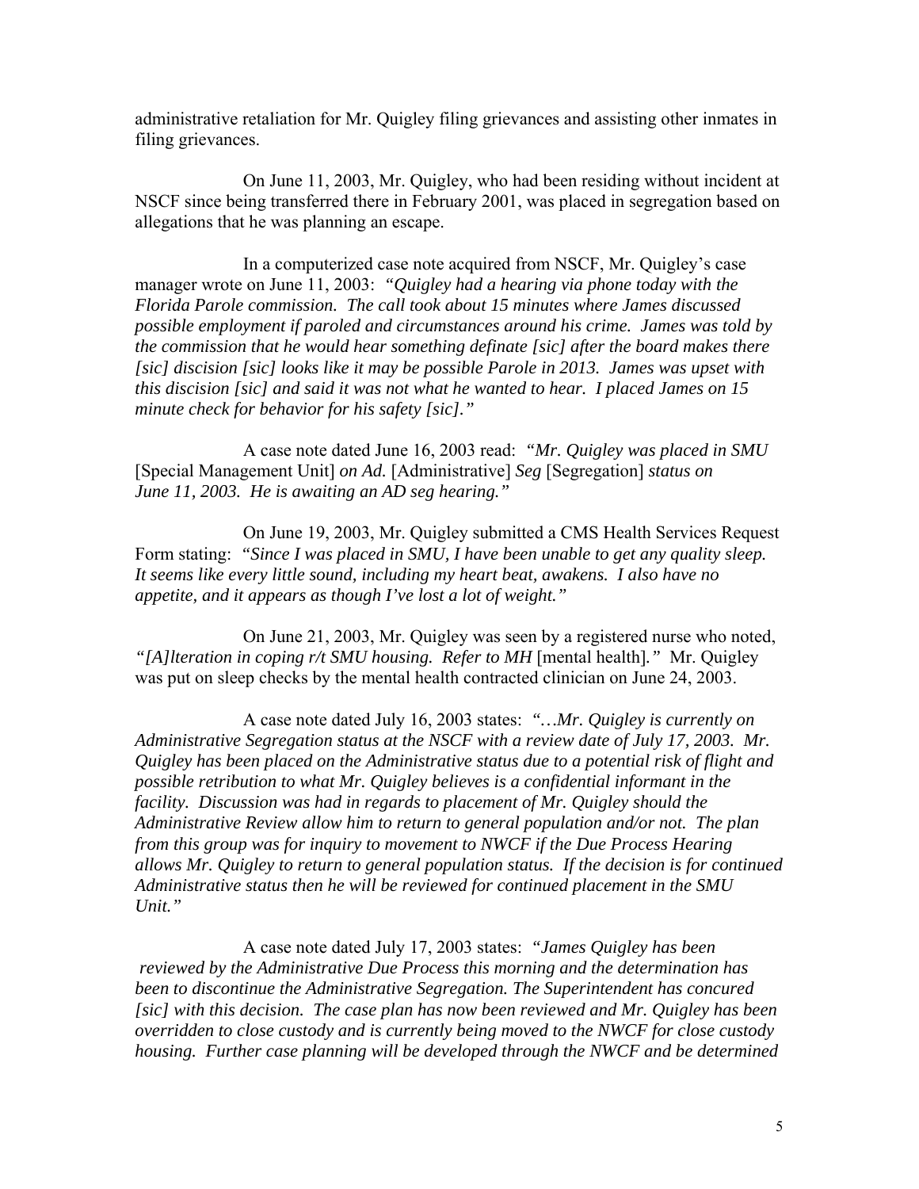administrative retaliation for Mr. Quigley filing grievances and assisting other inmates in filing grievances.

On June 11, 2003, Mr. Quigley, who had been residing without incident at NSCF since being transferred there in February 2001, was placed in segregation based on allegations that he was planning an escape.

In a computerized case note acquired from NSCF, Mr. Quigley's case manager wrote on June 11, 2003: *"Quigley had a hearing via phone today with the Florida Parole commission. The call took about 15 minutes where James discussed possible employment if paroled and circumstances around his crime. James was told by the commission that he would hear something definate [sic] after the board makes there [sic] discision [sic] looks like it may be possible Parole in 2013. James was upset with this discision [sic] and said it was not what he wanted to hear. I placed James on 15 minute check for behavior for his safety [sic]."*

A case note dated June 16, 2003 read: *"Mr. Quigley was placed in SMU* [Special Management Unit] *on Ad.* [Administrative] *Seg* [Segregation] *status on June 11, 2003. He is awaiting an AD seg hearing."*

On June 19, 2003, Mr. Quigley submitted a CMS Health Services Request Form stating: *"Since I was placed in SMU, I have been unable to get any quality sleep. It seems like every little sound, including my heart beat, awakens. I also have no appetite, and it appears as though I've lost a lot of weight."*

On June 21, 2003, Mr. Quigley was seen by a registered nurse who noted, *"[A]lteration in coping r/t SMU housing. Refer to MH* [mental health]*."* Mr. Quigley was put on sleep checks by the mental health contracted clinician on June 24, 2003.

A case note dated July 16, 2003 states: *"…Mr. Quigley is currently on Administrative Segregation status at the NSCF with a review date of July 17, 2003. Mr. Quigley has been placed on the Administrative status due to a potential risk of flight and possible retribution to what Mr. Quigley believes is a confidential informant in the facility. Discussion was had in regards to placement of Mr. Quigley should the Administrative Review allow him to return to general population and/or not. The plan from this group was for inquiry to movement to NWCF if the Due Process Hearing allows Mr. Quigley to return to general population status. If the decision is for continued Administrative status then he will be reviewed for continued placement in the SMU Unit."*

A case note dated July 17, 2003 states: *"James Quigley has been reviewed by the Administrative Due Process this morning and the determination has been to discontinue the Administrative Segregation. The Superintendent has concured [sic] with this decision. The case plan has now been reviewed and Mr. Quigley has been overridden to close custody and is currently being moved to the NWCF for close custody housing. Further case planning will be developed through the NWCF and be determined*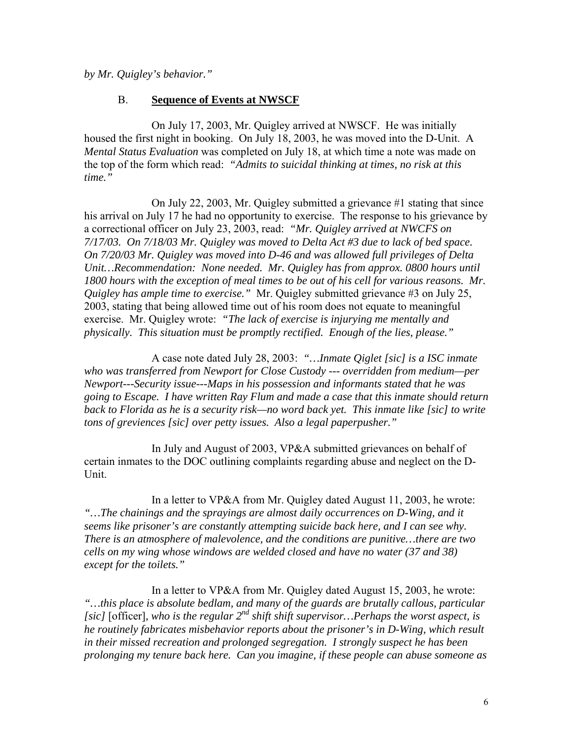*by Mr. Quigley's behavior."*

### B. **Sequence of Events at NWSCF**

On July 17, 2003, Mr. Quigley arrived at NWSCF. He was initially housed the first night in booking. On July 18, 2003, he was moved into the D-Unit. A *Mental Status Evaluation* was completed on July 18, at which time a note was made on the top of the form which read: *"Admits to suicidal thinking at times, no risk at this time."*

On July 22, 2003, Mr. Quigley submitted a grievance #1 stating that since his arrival on July 17 he had no opportunity to exercise. The response to his grievance by a correctional officer on July 23, 2003, read: *"Mr. Quigley arrived at NWCFS on 7/17/03. On 7/18/03 Mr. Quigley was moved to Delta Act #3 due to lack of bed space. On 7/20/03 Mr. Quigley was moved into D-46 and was allowed full privileges of Delta Unit…Recommendation: None needed. Mr. Quigley has from approx. 0800 hours until 1800 hours with the exception of meal times to be out of his cell for various reasons. Mr. Quigley has ample time to exercise."* Mr. Quigley submitted grievance #3 on July 25, 2003, stating that being allowed time out of his room does not equate to meaningful exercise. Mr. Quigley wrote: *"The lack of exercise is injurying me mentally and physically. This situation must be promptly rectified. Enough of the lies, please."*

A case note dated July 28, 2003: *"…Inmate Qiglet [sic] is a ISC inmate who was transferred from Newport for Close Custody --- overridden from medium—per Newport---Security issue---Maps in his possession and informants stated that he was going to Escape. I have written Ray Flum and made a case that this inmate should return back to Florida as he is a security risk—no word back yet. This inmate like [sic] to write tons of greviences [sic] over petty issues. Also a legal paperpusher."*

In July and August of 2003, VP&A submitted grievances on behalf of certain inmates to the DOC outlining complaints regarding abuse and neglect on the D-Unit.

In a letter to VP&A from Mr. Quigley dated August 11, 2003, he wrote: *"…The chainings and the sprayings are almost daily occurrences on D-Wing, and it seems like prisoner's are constantly attempting suicide back here, and I can see why. There is an atmosphere of malevolence, and the conditions are punitive…there are two cells on my wing whose windows are welded closed and have no water (37 and 38) except for the toilets."*

In a letter to VP&A from Mr. Quigley dated August 15, 2003, he wrote: *"…this place is absolute bedlam, and many of the guards are brutally callous, particular [sic]* [officer]*, who is the regular 2nd shift shift supervisor…Perhaps the worst aspect, is he routinely fabricates misbehavior reports about the prisoner's in D-Wing, which result in their missed recreation and prolonged segregation. I strongly suspect he has been prolonging my tenure back here. Can you imagine, if these people can abuse someone as*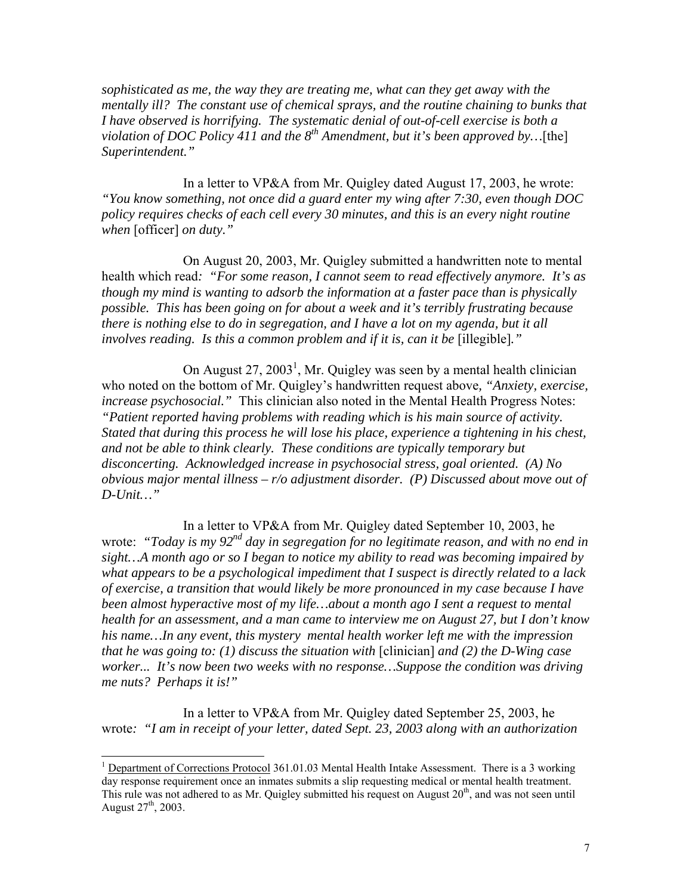*sophisticated as me, the way they are treating me, what can they get away with the mentally ill? The constant use of chemical sprays, and the routine chaining to bunks that I have observed is horrifying. The systematic denial of out-of-cell exercise is both a violation of DOC Policy 411 and the 8th Amendment, but it's been approved by…*[the] *Superintendent."*

In a letter to VP&A from Mr. Quigley dated August 17, 2003, he wrote: *"You know something, not once did a guard enter my wing after 7:30, even though DOC policy requires checks of each cell every 30 minutes, and this is an every night routine when* [officer] *on duty."*

On August 20, 2003, Mr. Quigley submitted a handwritten note to mental health which read*: "For some reason, I cannot seem to read effectively anymore. It's as though my mind is wanting to adsorb the information at a faster pace than is physically possible. This has been going on for about a week and it's terribly frustrating because there is nothing else to do in segregation, and I have a lot on my agenda, but it all involves reading. Is this a common problem and if it is, can it be* [illegible]*."*

On August 27, 2003[1], Mr. Quigley was seen by a mental health clinician who noted on the bottom of Mr. Quigley's handwritten request above*, "Anxiety, exercise, increase psychosocial."* This clinician also noted in the Mental Health Progress Notes: *"Patient reported having problems with reading which is his main source of activity. Stated that during this process he will lose his place, experience a tightening in his chest, and not be able to think clearly. These conditions are typically temporary but disconcerting. Acknowledged increase in psychosocial stress, goal oriented. (A) No obvious major mental illness – r/o adjustment disorder. (P) Discussed about move out of D-Unit…"*

In a letter to VP&A from Mr. Quigley dated September 10, 2003, he wrote: *"Today is my 92nd day in segregation for no legitimate reason, and with no end in sight…A month ago or so I began to notice my ability to read was becoming impaired by what appears to be a psychological impediment that I suspect is directly related to a lack of exercise, a transition that would likely be more pronounced in my case because I have been almost hyperactive most of my life…about a month ago I sent a request to mental health for an assessment, and a man came to interview me on August 27, but I don't know his name…In any event, this mystery mental health worker left me with the impression that he was going to: (1) discuss the situation with* [clinician] *and (2) the D-Wing case worker... It's now been two weeks with no response…Suppose the condition was driving me nuts? Perhaps it is!"*

In a letter to VP&A from Mr. Quigley dated September 25, 2003, he wrote*: "I am in receipt of your letter, dated Sept. 23, 2003 along with an authorization*

---

[1] Department of Corrections Protocol 361.01.03 Mental Health Intake Assessment. There is a 3 working day response requirement once an inmates submits a slip requesting medical or mental health treatment. This rule was not adhered to as Mr. Quigley submitted his request on August 20th, and was not seen until August 27th, 2003.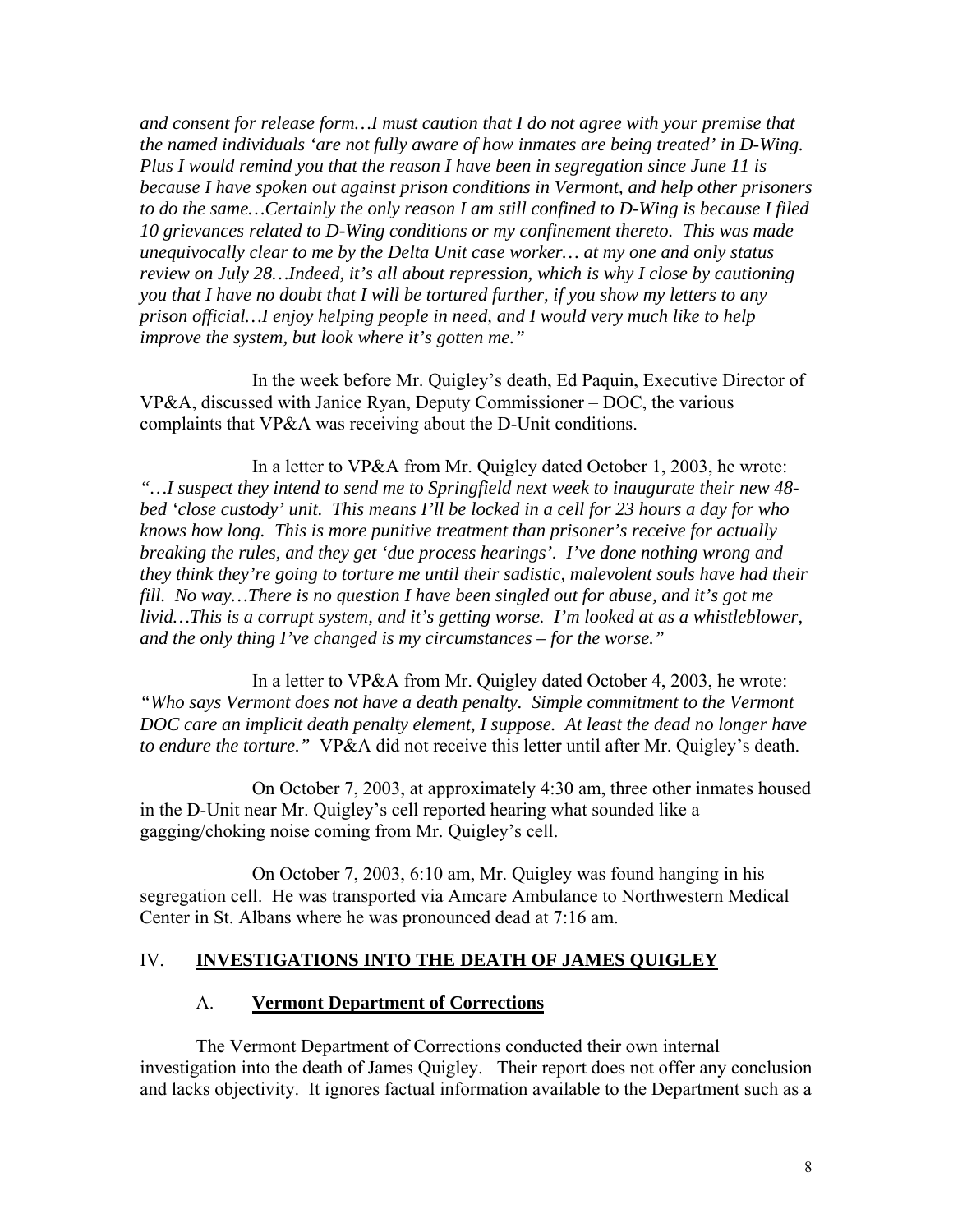*and consent for release form…I must caution that I do not agree with your premise that the named individuals 'are not fully aware of how inmates are being treated' in D-Wing. Plus I would remind you that the reason I have been in segregation since June 11 is because I have spoken out against prison conditions in Vermont, and help other prisoners to do the same…Certainly the only reason I am still confined to D-Wing is because I filed 10 grievances related to D-Wing conditions or my confinement thereto. This was made unequivocally clear to me by the Delta Unit case worker… at my one and only status review on July 28…Indeed, it's all about repression, which is why I close by cautioning you that I have no doubt that I will be tortured further, if you show my letters to any prison official…I enjoy helping people in need, and I would very much like to help improve the system, but look where it's gotten me."*

In the week before Mr. Quigley's death, Ed Paquin, Executive Director of VP&A, discussed with Janice Ryan, Deputy Commissioner – DOC, the various complaints that VP&A was receiving about the D-Unit conditions.

In a letter to VP&A from Mr. Quigley dated October 1, 2003, he wrote: *"…I suspect they intend to send me to Springfield next week to inaugurate their new 48-bed 'close custody' unit. This means I'll be locked in a cell for 23 hours a day for who knows how long. This is more punitive treatment than prisoner's receive for actually breaking the rules, and they get 'due process hearings'. I've done nothing wrong and they think they're going to torture me until their sadistic, malevolent souls have had their fill. No way…There is no question I have been singled out for abuse, and it's got me livid…This is a corrupt system, and it's getting worse. I'm looked at as a whistleblower, and the only thing I've changed is my circumstances – for the worse."*

In a letter to VP&A from Mr. Quigley dated October 4, 2003, he wrote: *"Who says Vermont does not have a death penalty. Simple commitment to the Vermont DOC care an implicit death penalty element, I suppose. At least the dead no longer have to endure the torture."* VP&A did not receive this letter until after Mr. Quigley's death.

On October 7, 2003, at approximately 4:30 am, three other inmates housed in the D-Unit near Mr. Quigley's cell reported hearing what sounded like a gagging/choking noise coming from Mr. Quigley's cell.

On October 7, 2003, 6:10 am, Mr. Quigley was found hanging in his segregation cell. He was transported via Amcare Ambulance to Northwestern Medical Center in St. Albans where he was pronounced dead at 7:16 am.

## IV. INVESTIGATIONS INTO THE DEATH OF JAMES QUIGLEY

### A. Vermont Department of Corrections

The Vermont Department of Corrections conducted their own internal investigation into the death of James Quigley. Their report does not offer any conclusion and lacks objectivity. It ignores factual information available to the Department such as a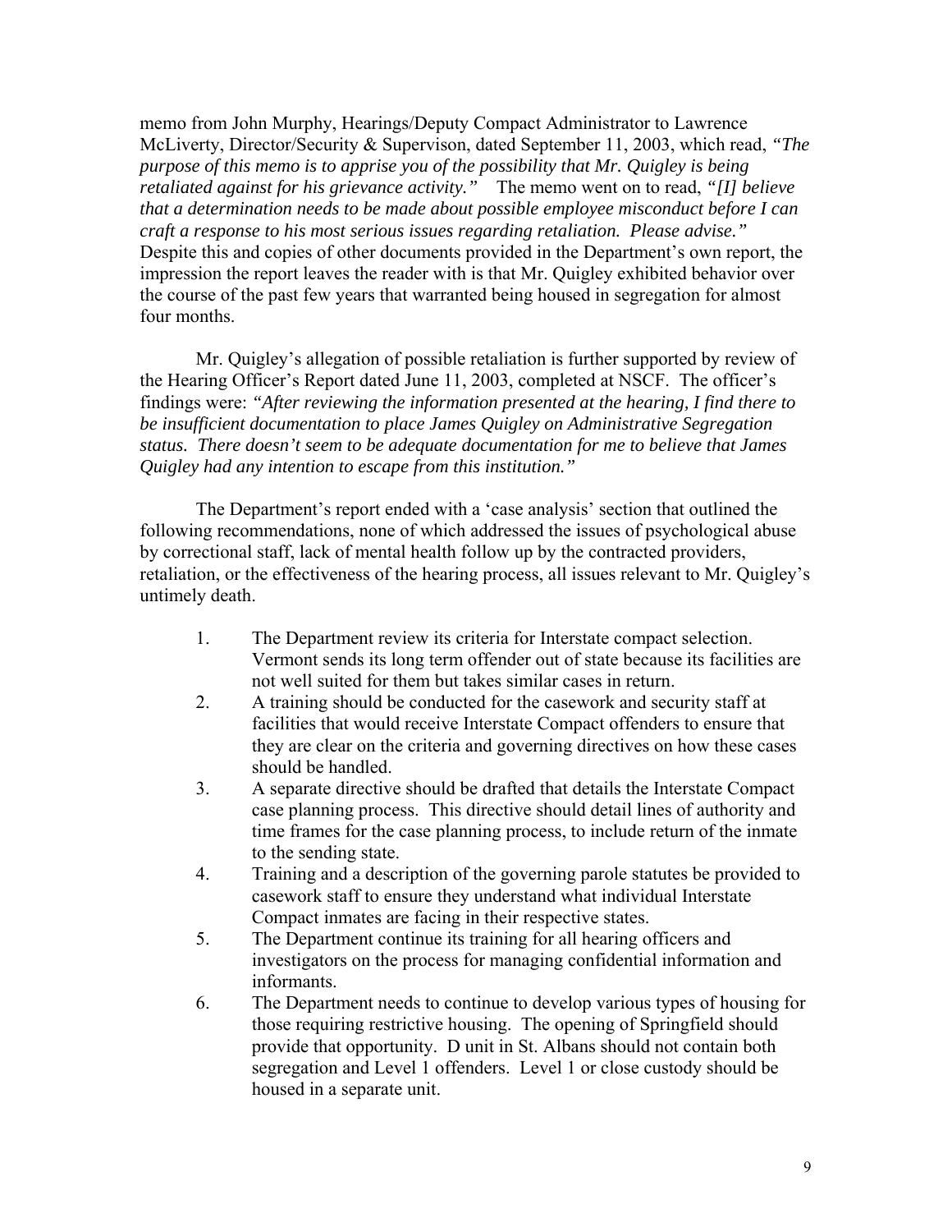memo from John Murphy, Hearings/Deputy Compact Administrator to Lawrence McLiverty, Director/Security & Supervison, dated September 11, 2003, which read, *"The purpose of this memo is to apprise you of the possibility that Mr. Quigley is being retaliated against for his grievance activity."* The memo went on to read, *"[I] believe that a determination needs to be made about possible employee misconduct before I can craft a response to his most serious issues regarding retaliation. Please advise."* Despite this and copies of other documents provided in the Department's own report, the impression the report leaves the reader with is that Mr. Quigley exhibited behavior over the course of the past few years that warranted being housed in segregation for almost four months.

Mr. Quigley's allegation of possible retaliation is further supported by review of the Hearing Officer's Report dated June 11, 2003, completed at NSCF. The officer's findings were: *"After reviewing the information presented at the hearing, I find there to be insufficient documentation to place James Quigley on Administrative Segregation status. There doesn't seem to be adequate documentation for me to believe that James Quigley had any intention to escape from this institution."*

The Department's report ended with a 'case analysis' section that outlined the following recommendations, none of which addressed the issues of psychological abuse by correctional staff, lack of mental health follow up by the contracted providers, retaliation, or the effectiveness of the hearing process, all issues relevant to Mr. Quigley's untimely death.

1. The Department review its criteria for Interstate compact selection. Vermont sends its long term offender out of state because its facilities are not well suited for them but takes similar cases in return.
2. A training should be conducted for the casework and security staff at facilities that would receive Interstate Compact offenders to ensure that they are clear on the criteria and governing directives on how these cases should be handled.
3. A separate directive should be drafted that details the Interstate Compact case planning process. This directive should detail lines of authority and time frames for the case planning process, to include return of the inmate to the sending state.
4. Training and a description of the governing parole statutes be provided to casework staff to ensure they understand what individual Interstate Compact inmates are facing in their respective states.
5. The Department continue its training for all hearing officers and investigators on the process for managing confidential information and informants.
6. The Department needs to continue to develop various types of housing for those requiring restrictive housing. The opening of Springfield should provide that opportunity. D unit in St. Albans should not contain both segregation and Level 1 offenders. Level 1 or close custody should be housed in a separate unit.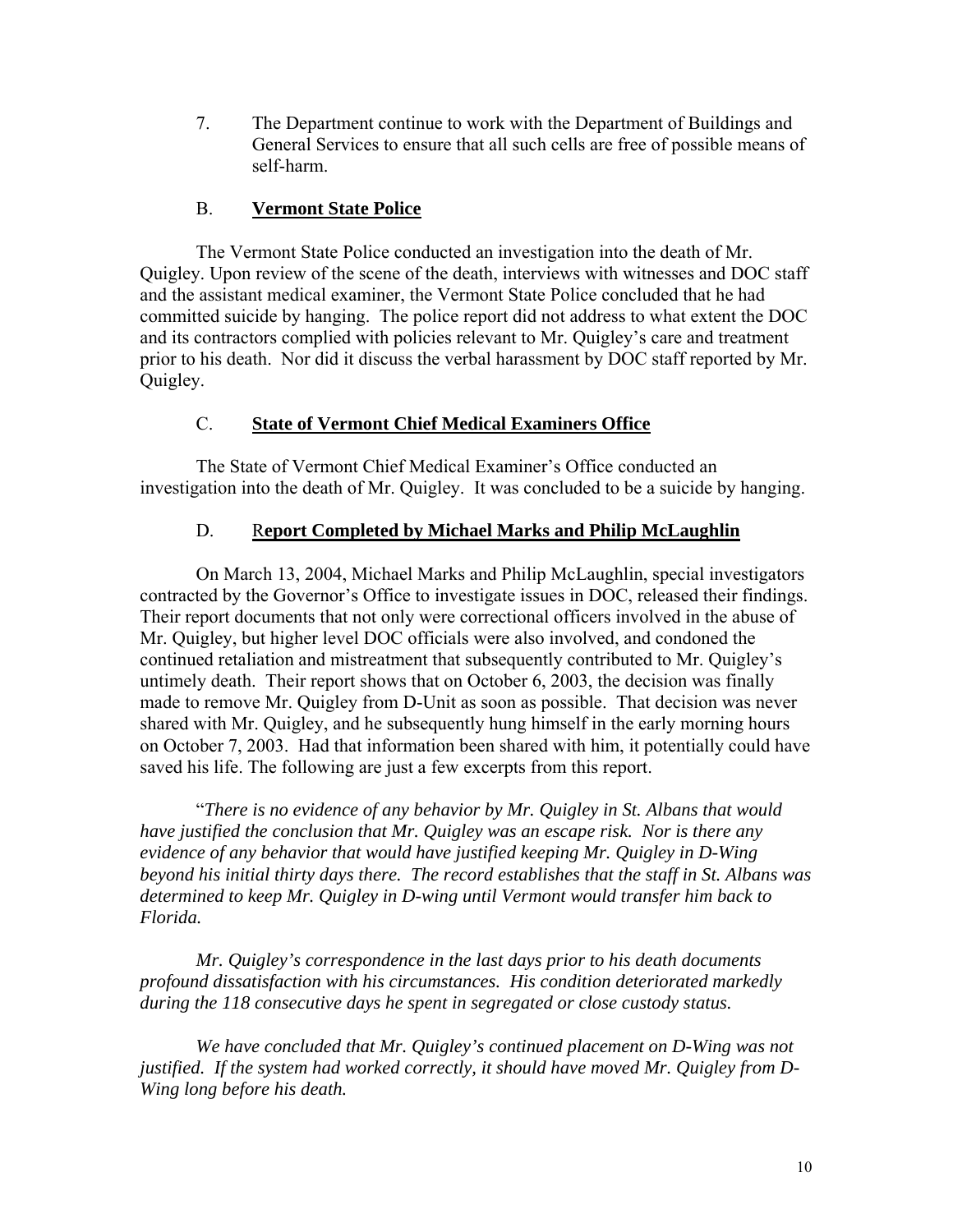7. The Department continue to work with the Department of Buildings and General Services to ensure that all such cells are free of possible means of self-harm.

### B. **Vermont State Police**

The Vermont State Police conducted an investigation into the death of Mr. Quigley. Upon review of the scene of the death, interviews with witnesses and DOC staff and the assistant medical examiner, the Vermont State Police concluded that he had committed suicide by hanging. The police report did not address to what extent the DOC and its contractors complied with policies relevant to Mr. Quigley's care and treatment prior to his death. Nor did it discuss the verbal harassment by DOC staff reported by Mr. Quigley.

### C. **State of Vermont Chief Medical Examiners Office**

The State of Vermont Chief Medical Examiner's Office conducted an investigation into the death of Mr. Quigley. It was concluded to be a suicide by hanging.

### D. **Report Completed by Michael Marks and Philip McLaughlin**

On March 13, 2004, Michael Marks and Philip McLaughlin, special investigators contracted by the Governor's Office to investigate issues in DOC, released their findings. Their report documents that not only were correctional officers involved in the abuse of Mr. Quigley, but higher level DOC officials were also involved, and condoned the continued retaliation and mistreatment that subsequently contributed to Mr. Quigley's untimely death. Their report shows that on October 6, 2003, the decision was finally made to remove Mr. Quigley from D-Unit as soon as possible. That decision was never shared with Mr. Quigley, and he subsequently hung himself in the early morning hours on October 7, 2003. Had that information been shared with him, it potentially could have saved his life. The following are just a few excerpts from this report.

"*There is no evidence of any behavior by Mr. Quigley in St. Albans that would have justified the conclusion that Mr. Quigley was an escape risk. Nor is there any evidence of any behavior that would have justified keeping Mr. Quigley in D-Wing beyond his initial thirty days there. The record establishes that the staff in St. Albans was determined to keep Mr. Quigley in D-wing until Vermont would transfer him back to Florida.*

*Mr. Quigley's correspondence in the last days prior to his death documents profound dissatisfaction with his circumstances. His condition deteriorated markedly during the 118 consecutive days he spent in segregated or close custody status.*

*We have concluded that Mr. Quigley's continued placement on D-Wing was not justified. If the system had worked correctly, it should have moved Mr. Quigley from D-Wing long before his death.*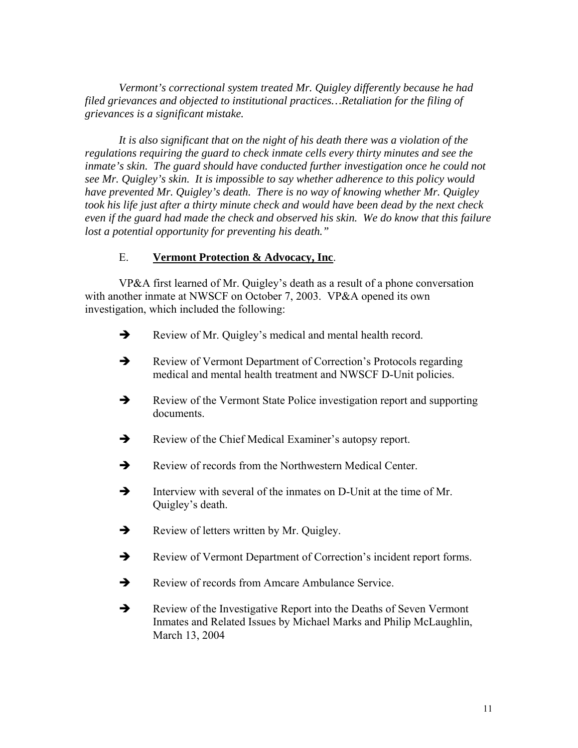*Vermont's correctional system treated Mr. Quigley differently because he had filed grievances and objected to institutional practices…Retaliation for the filing of grievances is a significant mistake.*

*It is also significant that on the night of his death there was a violation of the regulations requiring the guard to check inmate cells every thirty minutes and see the inmate's skin. The guard should have conducted further investigation once he could not see Mr. Quigley's skin. It is impossible to say whether adherence to this policy would have prevented Mr. Quigley's death. There is no way of knowing whether Mr. Quigley took his life just after a thirty minute check and would have been dead by the next check even if the guard had made the check and observed his skin. We do know that this failure lost a potential opportunity for preventing his death."*

E. **Vermont Protection & Advocacy, Inc**.

VP&A first learned of Mr. Quigley's death as a result of a phone conversation with another inmate at NWSCF on October 7, 2003. VP&A opened its own investigation, which included the following:

- Review of Mr. Quigley's medical and mental health record.
- Review of Vermont Department of Correction's Protocols regarding medical and mental health treatment and NWSCF D-Unit policies.
- Review of the Vermont State Police investigation report and supporting documents.
- Review of the Chief Medical Examiner's autopsy report.
- Review of records from the Northwestern Medical Center.
- Interview with several of the inmates on D-Unit at the time of Mr. Quigley's death.
- Review of letters written by Mr. Quigley.
- Review of Vermont Department of Correction's incident report forms.
- Review of records from Amcare Ambulance Service.
- Review of the Investigative Report into the Deaths of Seven Vermont Inmates and Related Issues by Michael Marks and Philip McLaughlin, March 13, 2004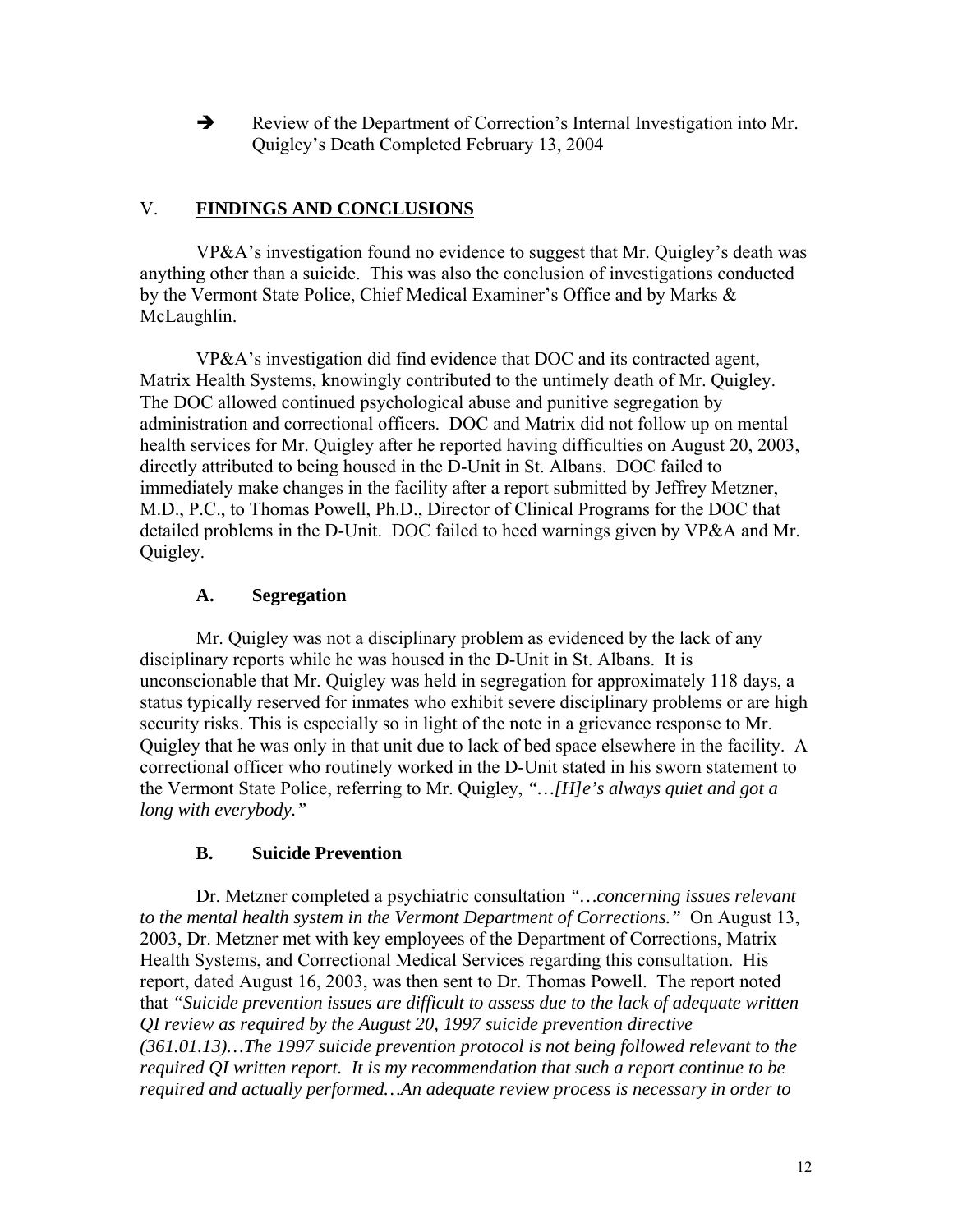- ➔ Review of the Department of Correction's Internal Investigation into Mr. Quigley's Death Completed February 13, 2004

## V. FINDINGS AND CONCLUSIONS

VP&A's investigation found no evidence to suggest that Mr. Quigley's death was anything other than a suicide. This was also the conclusion of investigations conducted by the Vermont State Police, Chief Medical Examiner's Office and by Marks & McLaughlin.

VP&A's investigation did find evidence that DOC and its contracted agent, Matrix Health Systems, knowingly contributed to the untimely death of Mr. Quigley. The DOC allowed continued psychological abuse and punitive segregation by administration and correctional officers. DOC and Matrix did not follow up on mental health services for Mr. Quigley after he reported having difficulties on August 20, 2003, directly attributed to being housed in the D-Unit in St. Albans. DOC failed to immediately make changes in the facility after a report submitted by Jeffrey Metzner, M.D., P.C., to Thomas Powell, Ph.D., Director of Clinical Programs for the DOC that detailed problems in the D-Unit. DOC failed to heed warnings given by VP&A and Mr. Quigley.

### A. Segregation

Mr. Quigley was not a disciplinary problem as evidenced by the lack of any disciplinary reports while he was housed in the D-Unit in St. Albans. It is unconscionable that Mr. Quigley was held in segregation for approximately 118 days, a status typically reserved for inmates who exhibit severe disciplinary problems or are high security risks. This is especially so in light of the note in a grievance response to Mr. Quigley that he was only in that unit due to lack of bed space elsewhere in the facility. A correctional officer who routinely worked in the D-Unit stated in his sworn statement to the Vermont State Police, referring to Mr. Quigley, *"…[H]e's always quiet and got a long with everybody."*

### B. Suicide Prevention

Dr. Metzner completed a psychiatric consultation *"…concerning issues relevant to the mental health system in the Vermont Department of Corrections."* On August 13, 2003, Dr. Metzner met with key employees of the Department of Corrections, Matrix Health Systems, and Correctional Medical Services regarding this consultation. His report, dated August 16, 2003, was then sent to Dr. Thomas Powell. The report noted that *"Suicide prevention issues are difficult to assess due to the lack of adequate written QI review as required by the August 20, 1997 suicide prevention directive (361.01.13)…The 1997 suicide prevention protocol is not being followed relevant to the required QI written report. It is my recommendation that such a report continue to be required and actually performed…An adequate review process is necessary in order to*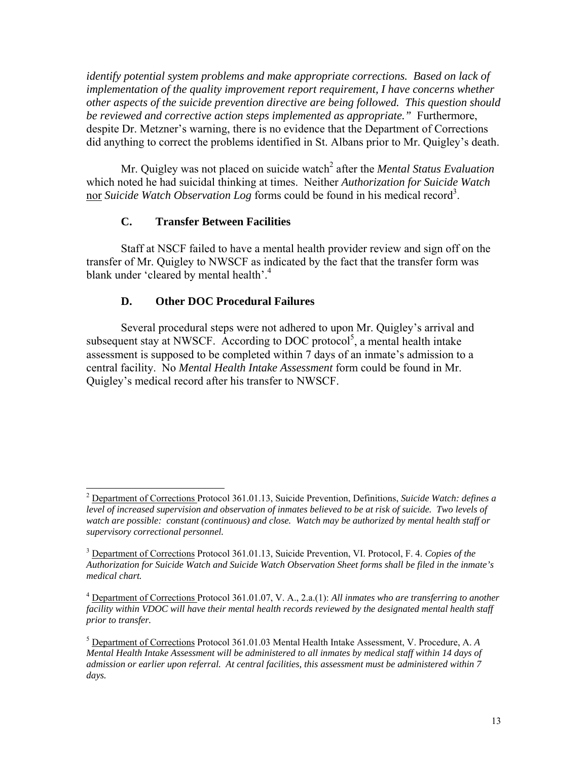*identify potential system problems and make appropriate corrections. Based on lack of implementation of the quality improvement report requirement, I have concerns whether other aspects of the suicide prevention directive are being followed. This question should be reviewed and corrective action steps implemented as appropriate."* Furthermore, despite Dr. Metzner's warning, there is no evidence that the Department of Corrections did anything to correct the problems identified in St. Albans prior to Mr. Quigley's death.

Mr. Quigley was not placed on suicide watch[2] after the *Mental Status Evaluation* which noted he had suicidal thinking at times. Neither *Authorization for Suicide Watch* nor *Suicide Watch Observation Log* forms could be found in his medical record[3].

### C. Transfer Between Facilities

Staff at NSCF failed to have a mental health provider review and sign off on the transfer of Mr. Quigley to NWSCF as indicated by the fact that the transfer form was blank under 'cleared by mental health'.[4]

### D. Other DOC Procedural Failures

Several procedural steps were not adhered to upon Mr. Quigley's arrival and subsequent stay at NWSCF. According to DOC protocol[5], a mental health intake assessment is supposed to be completed within 7 days of an inmate's admission to a central facility. No *Mental Health Intake Assessment* form could be found in Mr. Quigley's medical record after his transfer to NWSCF.

---

[2] Department of Corrections Protocol 361.01.13, Suicide Prevention, Definitions, ***Suicide Watch: defines a level of increased supervision and observation of inmates believed to be at risk of suicide. Two levels of watch are possible: constant (continuous) and close. Watch may be authorized by mental health staff or supervisory correctional personnel.***

[3] Department of Corrections Protocol 361.01.13, Suicide Prevention, VI. Protocol, F. 4. *Copies of the Authorization for Suicide Watch and Suicide Watch Observation Sheet forms shall be filed in the inmate's medical chart.*

[4] Department of Corrections Protocol 361.01.07, V. A., 2.a.(1): *All inmates who are transferring to another facility within VDOC will have their mental health records reviewed by the designated mental health staff prior to transfer.*

[5] Department of Corrections Protocol 361.01.03 Mental Health Intake Assessment, V. Procedure, A. *A Mental Health Intake Assessment will be administered to all inmates by medical staff within 14 days of admission or earlier upon referral. At central facilities, this assessment must be administered within 7 days.*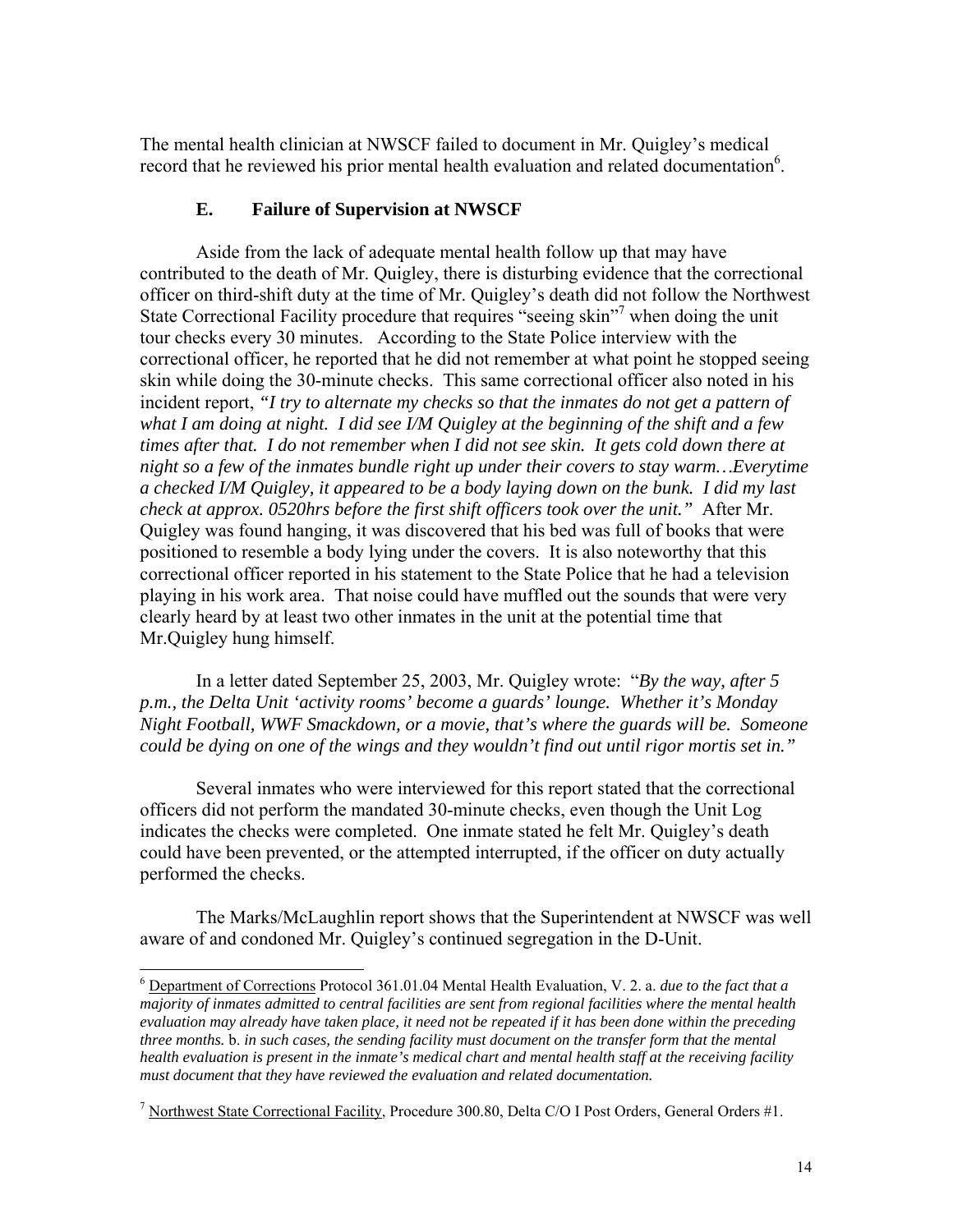The mental health clinician at NWSCF failed to document in Mr. Quigley's medical record that he reviewed his prior mental health evaluation and related documentation[6].

### E. Failure of Supervision at NWSCF

Aside from the lack of adequate mental health follow up that may have contributed to the death of Mr. Quigley, there is disturbing evidence that the correctional officer on third-shift duty at the time of Mr. Quigley's death did not follow the Northwest State Correctional Facility procedure that requires "seeing skin"[7] when doing the unit tour checks every 30 minutes. According to the State Police interview with the correctional officer, he reported that he did not remember at what point he stopped seeing skin while doing the 30-minute checks. This same correctional officer also noted in his incident report, *"I try to alternate my checks so that the inmates do not get a pattern of what I am doing at night. I did see I/M Quigley at the beginning of the shift and a few times after that. I do not remember when I did not see skin. It gets cold down there at night so a few of the inmates bundle right up under their covers to stay warm…Everytime a checked I/M Quigley, it appeared to be a body laying down on the bunk. I did my last check at approx. 0520hrs before the first shift officers took over the unit."* After Mr. Quigley was found hanging, it was discovered that his bed was full of books that were positioned to resemble a body lying under the covers. It is also noteworthy that this correctional officer reported in his statement to the State Police that he had a television playing in his work area. That noise could have muffled out the sounds that were very clearly heard by at least two other inmates in the unit at the potential time that Mr.Quigley hung himself.

In a letter dated September 25, 2003, Mr. Quigley wrote: "*By the way, after 5 p.m., the Delta Unit 'activity rooms' become a guards' lounge. Whether it's Monday Night Football, WWF Smackdown, or a movie, that's where the guards will be. Someone could be dying on one of the wings and they wouldn't find out until rigor mortis set in."*

Several inmates who were interviewed for this report stated that the correctional officers did not perform the mandated 30-minute checks, even though the Unit Log indicates the checks were completed. One inmate stated he felt Mr. Quigley's death could have been prevented, or the attempted interrupted, if the officer on duty actually performed the checks.

The Marks/McLaughlin report shows that the Superintendent at NWSCF was well aware of and condoned Mr. Quigley's continued segregation in the D-Unit.

---

[6] Department of Corrections Protocol 361.01.04 Mental Health Evaluation, V. 2. a. *due to the fact that a majority of inmates admitted to central facilities are sent from regional facilities where the mental health evaluation may already have taken place, it need not be repeated if it has been done within the preceding three months.* b. *in such cases, the sending facility must document on the transfer form that the mental health evaluation is present in the inmate's medical chart and mental health staff at the receiving facility must document that they have reviewed the evaluation and related documentation.*

[7] Northwest State Correctional Facility, Procedure 300.80, Delta C/O I Post Orders, General Orders #1.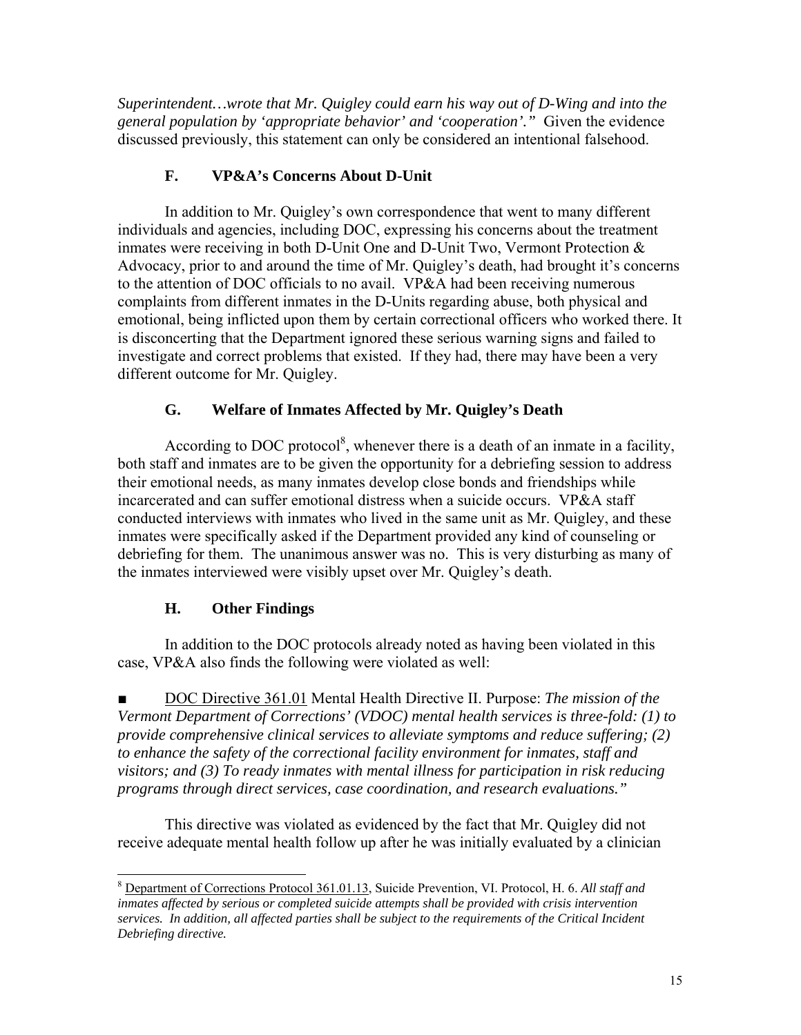*Superintendent…wrote that Mr. Quigley could earn his way out of D-Wing and into the general population by 'appropriate behavior' and 'cooperation'."* Given the evidence discussed previously, this statement can only be considered an intentional falsehood.

### F. VP&A's Concerns About D-Unit

In addition to Mr. Quigley's own correspondence that went to many different individuals and agencies, including DOC, expressing his concerns about the treatment inmates were receiving in both D-Unit One and D-Unit Two, Vermont Protection & Advocacy, prior to and around the time of Mr. Quigley's death, had brought it's concerns to the attention of DOC officials to no avail. VP&A had been receiving numerous complaints from different inmates in the D-Units regarding abuse, both physical and emotional, being inflicted upon them by certain correctional officers who worked there. It is disconcerting that the Department ignored these serious warning signs and failed to investigate and correct problems that existed. If they had, there may have been a very different outcome for Mr. Quigley.

### G. Welfare of Inmates Affected by Mr. Quigley's Death

According to DOC protocol[8], whenever there is a death of an inmate in a facility, both staff and inmates are to be given the opportunity for a debriefing session to address their emotional needs, as many inmates develop close bonds and friendships while incarcerated and can suffer emotional distress when a suicide occurs. VP&A staff conducted interviews with inmates who lived in the same unit as Mr. Quigley, and these inmates were specifically asked if the Department provided any kind of counseling or debriefing for them. The unanimous answer was no. This is very disturbing as many of the inmates interviewed were visibly upset over Mr. Quigley's death.

### H. Other Findings

In addition to the DOC protocols already noted as having been violated in this case, VP&A also finds the following were violated as well:

■ DOC Directive 361.01 Mental Health Directive II. Purpose: *The mission of the Vermont Department of Corrections' (VDOC) mental health services is three-fold: (1) to provide comprehensive clinical services to alleviate symptoms and reduce suffering; (2) to enhance the safety of the correctional facility environment for inmates, staff and visitors; and (3) To ready inmates with mental illness for participation in risk reducing programs through direct services, case coordination, and research evaluations."*

This directive was violated as evidenced by the fact that Mr. Quigley did not receive adequate mental health follow up after he was initially evaluated by a clinician

---

[8] Department of Corrections Protocol 361.01.13, Suicide Prevention, VI. Protocol, H. 6. *All staff and inmates affected by serious or completed suicide attempts shall be provided with crisis intervention services. In addition, all affected parties shall be subject to the requirements of the Critical Incident Debriefing directive.*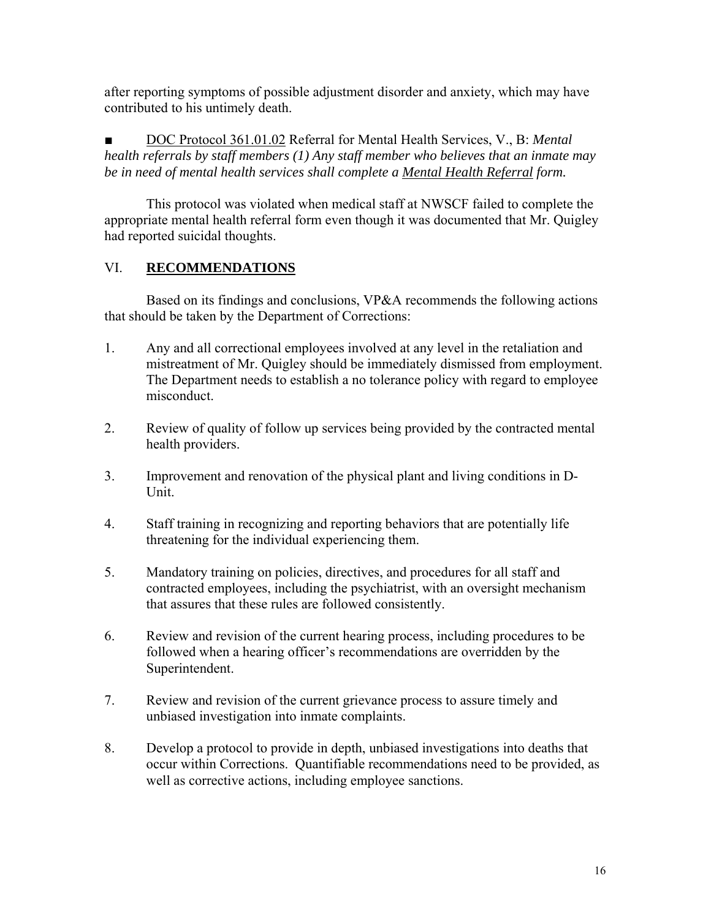after reporting symptoms of possible adjustment disorder and anxiety, which may have contributed to his untimely death.

■ <u>DOC Protocol 361.01.02</u> Referral for Mental Health Services, V., B: *Mental health referrals by staff members (1) Any staff member who believes that an inmate may be in need of mental health services shall complete a <u>Mental Health Referral</u> form.*

This protocol was violated when medical staff at NWSCF failed to complete the appropriate mental health referral form even though it was documented that Mr. Quigley had reported suicidal thoughts.

## VI. RECOMMENDATIONS

Based on its findings and conclusions, VP&A recommends the following actions that should be taken by the Department of Corrections:

1. Any and all correctional employees involved at any level in the retaliation and mistreatment of Mr. Quigley should be immediately dismissed from employment. The Department needs to establish a no tolerance policy with regard to employee misconduct.

2. Review of quality of follow up services being provided by the contracted mental health providers.

3. Improvement and renovation of the physical plant and living conditions in D-Unit.

4. Staff training in recognizing and reporting behaviors that are potentially life threatening for the individual experiencing them.

5. Mandatory training on policies, directives, and procedures for all staff and contracted employees, including the psychiatrist, with an oversight mechanism that assures that these rules are followed consistently.

6. Review and revision of the current hearing process, including procedures to be followed when a hearing officer's recommendations are overridden by the Superintendent.

7. Review and revision of the current grievance process to assure timely and unbiased investigation into inmate complaints.

8. Develop a protocol to provide in depth, unbiased investigations into deaths that occur within Corrections. Quantifiable recommendations need to be provided, as well as corrective actions, including employee sanctions.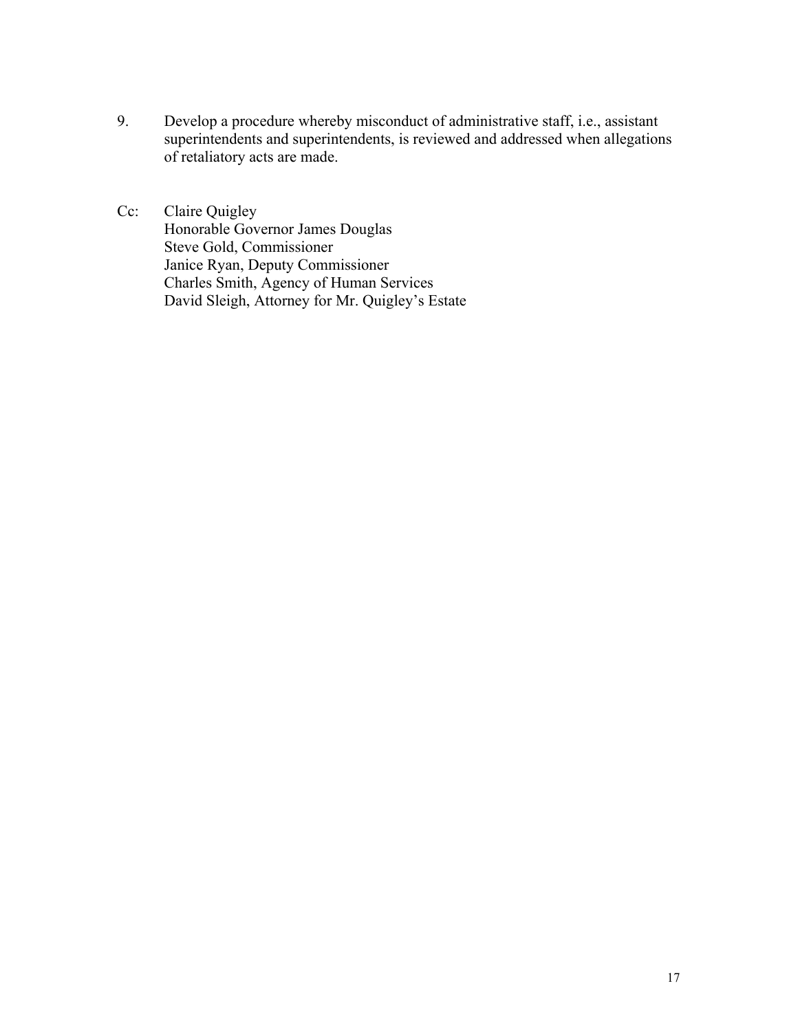9. Develop a procedure whereby misconduct of administrative staff, i.e., assistant superintendents and superintendents, is reviewed and addressed when allegations of retaliatory acts are made.

Cc: Claire Quigley
Honorable Governor James Douglas
Steve Gold, Commissioner
Janice Ryan, Deputy Commissioner
Charles Smith, Agency of Human Services
David Sleigh, Attorney for Mr. Quigley's Estate